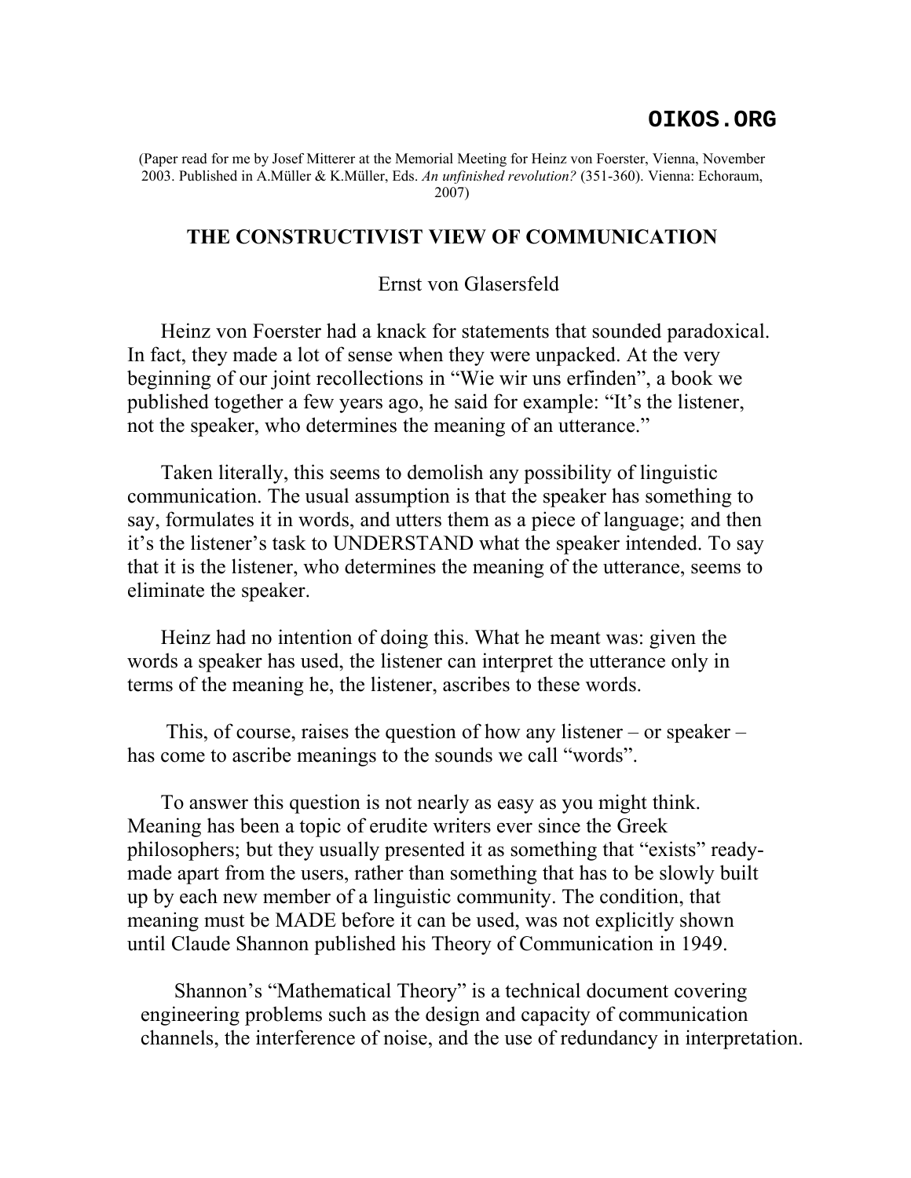**OIKOS.ORG**

(Paper read for me by Josef Mitterer at the Memorial Meeting for Heinz von Foerster, Vienna, November 2003. Published in A.Müller & K.Müller, Eds. *An unfinished revolution?* (351-360). Vienna: Echoraum, 2007)

# THE CONSTRUCTIVIST VIEW OF COMMUNICATION

Ernst von Glasersfeld

Heinz von Foerster had a knack for statements that sounded paradoxical. In fact, they made a lot of sense when they were unpacked. At the very beginning of our joint recollections in "Wie wir uns erfinden", a book we published together a few years ago, he said for example: "It's the listener, not the speaker, who determines the meaning of an utterance."

Taken literally, this seems to demolish any possibility of linguistic communication. The usual assumption is that the speaker has something to say, formulates it in words, and utters them as a piece of language; and then it's the listener's task to UNDERSTAND what the speaker intended. To say that it is the listener, who determines the meaning of the utterance, seems to eliminate the speaker.

Heinz had no intention of doing this. What he meant was: given the words a speaker has used, the listener can interpret the utterance only in terms of the meaning he, the listener, ascribes to these words.

This, of course, raises the question of how any listener – or speaker – has come to ascribe meanings to the sounds we call "words".

To answer this question is not nearly as easy as you might think. Meaning has been a topic of erudite writers ever since the Greek philosophers; but they usually presented it as something that "exists" ready-made apart from the users, rather than something that has to be slowly built up by each new member of a linguistic community. The condition, that meaning must be MADE before it can be used, was not explicitly shown until Claude Shannon published his Theory of Communication in 1949.

Shannon's "Mathematical Theory" is a technical document covering engineering problems such as the design and capacity of communication channels, the interference of noise, and the use of redundancy in interpretation.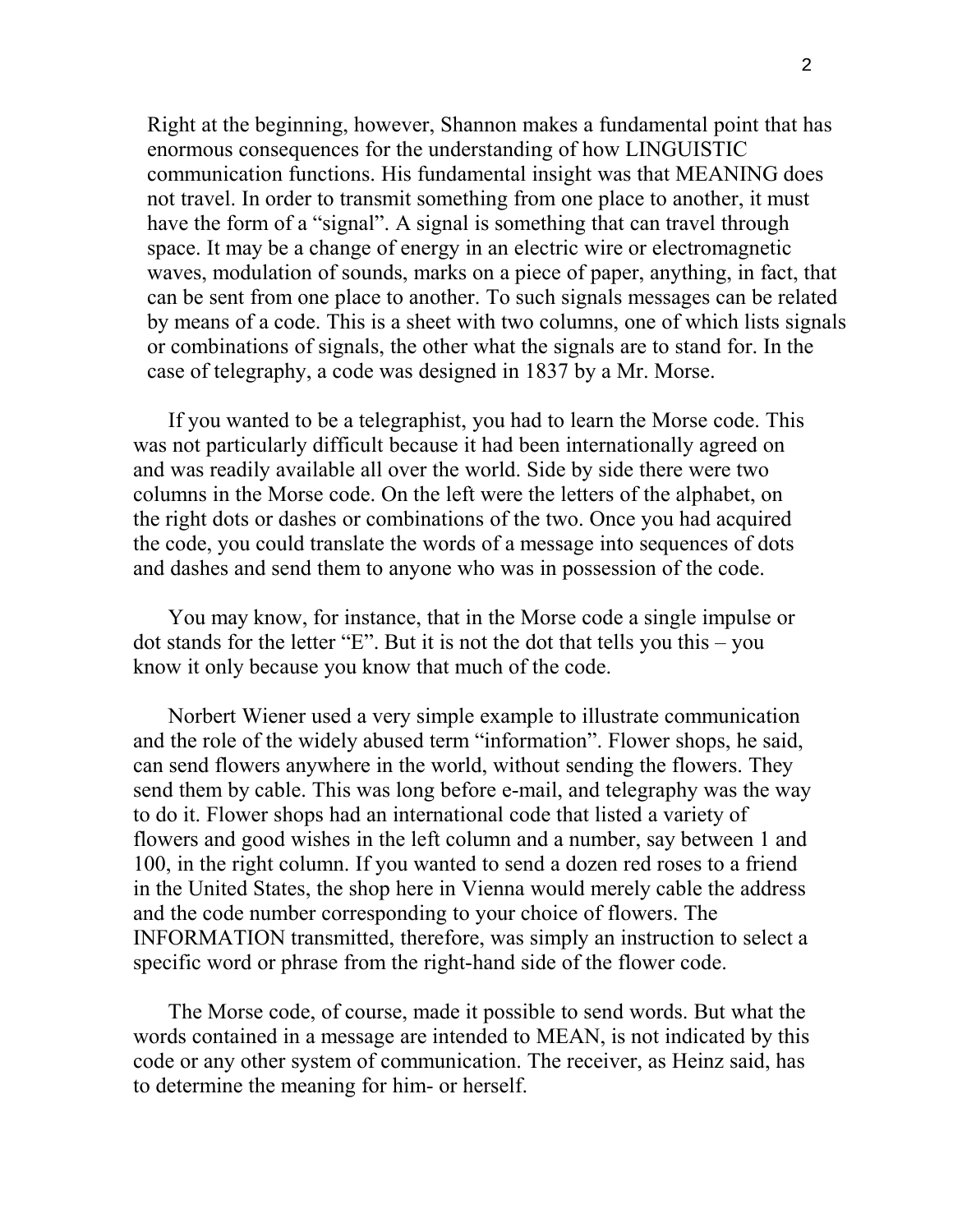Right at the beginning, however, Shannon makes a fundamental point that has enormous consequences for the understanding of how LINGUISTIC communication functions. His fundamental insight was that MEANING does not travel. In order to transmit something from one place to another, it must have the form of a "signal". A signal is something that can travel through space. It may be a change of energy in an electric wire or electromagnetic waves, modulation of sounds, marks on a piece of paper, anything, in fact, that can be sent from one place to another. To such signals messages can be related by means of a code. This is a sheet with two columns, one of which lists signals or combinations of signals, the other what the signals are to stand for. In the case of telegraphy, a code was designed in 1837 by a Mr. Morse.

If you wanted to be a telegraphist, you had to learn the Morse code. This was not particularly difficult because it had been internationally agreed on and was readily available all over the world. Side by side there were two columns in the Morse code. On the left were the letters of the alphabet, on the right dots or dashes or combinations of the two. Once you had acquired the code, you could translate the words of a message into sequences of dots and dashes and send them to anyone who was in possession of the code.

You may know, for instance, that in the Morse code a single impulse or dot stands for the letter "E". But it is not the dot that tells you this – you know it only because you know that much of the code.

Norbert Wiener used a very simple example to illustrate communication and the role of the widely abused term "information". Flower shops, he said, can send flowers anywhere in the world, without sending the flowers. They send them by cable. This was long before e-mail, and telegraphy was the way to do it. Flower shops had an international code that listed a variety of flowers and good wishes in the left column and a number, say between 1 and 100, in the right column. If you wanted to send a dozen red roses to a friend in the United States, the shop here in Vienna would merely cable the address and the code number corresponding to your choice of flowers. The INFORMATION transmitted, therefore, was simply an instruction to select a specific word or phrase from the right-hand side of the flower code.

The Morse code, of course, made it possible to send words. But what the words contained in a message are intended to MEAN, is not indicated by this code or any other system of communication. The receiver, as Heinz said, has to determine the meaning for him- or herself.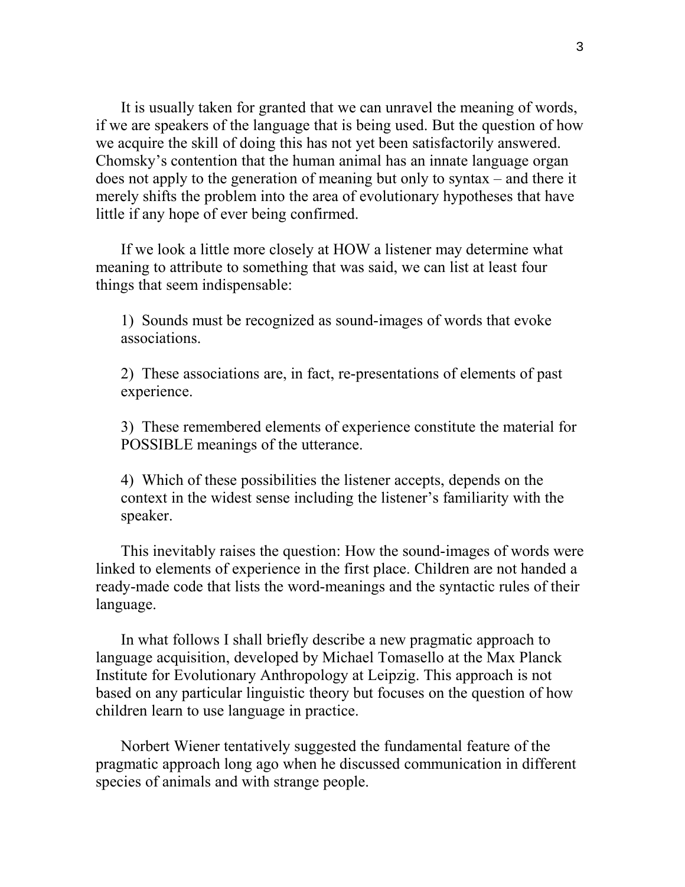It is usually taken for granted that we can unravel the meaning of words, if we are speakers of the language that is being used. But the question of how we acquire the skill of doing this has not yet been satisfactorily answered. Chomsky's contention that the human animal has an innate language organ does not apply to the generation of meaning but only to syntax – and there it merely shifts the problem into the area of evolutionary hypotheses that have little if any hope of ever being confirmed.

If we look a little more closely at HOW a listener may determine what meaning to attribute to something that was said, we can list at least four things that seem indispensable:

1) Sounds must be recognized as sound-images of words that evoke associations.

2) These associations are, in fact, re-presentations of elements of past experience.

3) These remembered elements of experience constitute the material for POSSIBLE meanings of the utterance.

4) Which of these possibilities the listener accepts, depends on the context in the widest sense including the listener's familiarity with the speaker.

This inevitably raises the question: How the sound-images of words were linked to elements of experience in the first place. Children are not handed a ready-made code that lists the word-meanings and the syntactic rules of their language.

In what follows I shall briefly describe a new pragmatic approach to language acquisition, developed by Michael Tomasello at the Max Planck Institute for Evolutionary Anthropology at Leipzig. This approach is not based on any particular linguistic theory but focuses on the question of how children learn to use language in practice.

Norbert Wiener tentatively suggested the fundamental feature of the pragmatic approach long ago when he discussed communication in different species of animals and with strange people.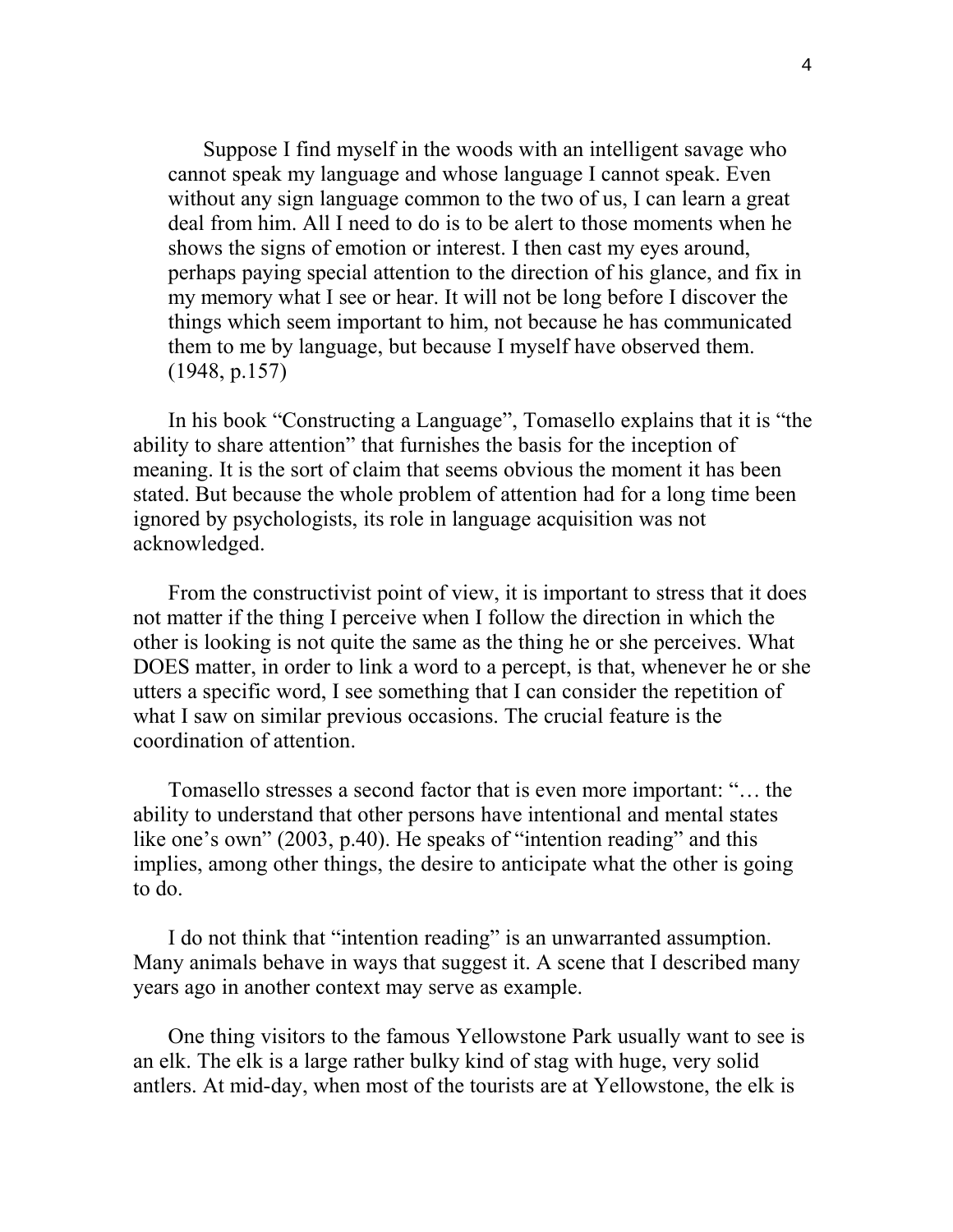> Suppose I find myself in the woods with an intelligent savage who cannot speak my language and whose language I cannot speak. Even without any sign language common to the two of us, I can learn a great deal from him. All I need to do is to be alert to those moments when he shows the signs of emotion or interest. I then cast my eyes around, perhaps paying special attention to the direction of his glance, and fix in my memory what I see or hear. It will not be long before I discover the things which seem important to him, not because he has communicated them to me by language, but because I myself have observed them. (1948, p.157)

In his book "Constructing a Language", Tomasello explains that it is "the ability to share attention" that furnishes the basis for the inception of meaning. It is the sort of claim that seems obvious the moment it has been stated. But because the whole problem of attention had for a long time been ignored by psychologists, its role in language acquisition was not acknowledged.

From the constructivist point of view, it is important to stress that it does not matter if the thing I perceive when I follow the direction in which the other is looking is not quite the same as the thing he or she perceives. What DOES matter, in order to link a word to a percept, is that, whenever he or she utters a specific word, I see something that I can consider the repetition of what I saw on similar previous occasions. The crucial feature is the coordination of attention.

Tomasello stresses a second factor that is even more important: "… the ability to understand that other persons have intentional and mental states like one's own" (2003, p.40). He speaks of "intention reading" and this implies, among other things, the desire to anticipate what the other is going to do.

I do not think that "intention reading" is an unwarranted assumption. Many animals behave in ways that suggest it. A scene that I described many years ago in another context may serve as example.

One thing visitors to the famous Yellowstone Park usually want to see is an elk. The elk is a large rather bulky kind of stag with huge, very solid antlers. At mid-day, when most of the tourists are at Yellowstone, the elk is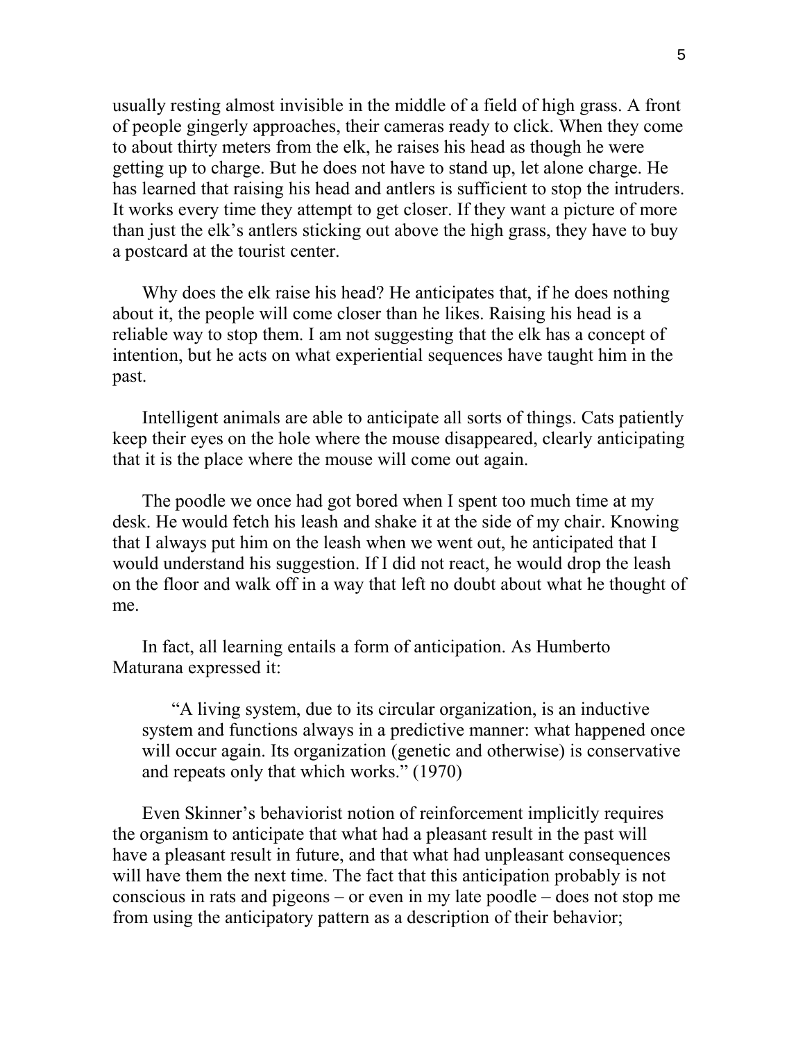usually resting almost invisible in the middle of a field of high grass. A front of people gingerly approaches, their cameras ready to click. When they come to about thirty meters from the elk, he raises his head as though he were getting up to charge. But he does not have to stand up, let alone charge. He has learned that raising his head and antlers is sufficient to stop the intruders. It works every time they attempt to get closer. If they want a picture of more than just the elk's antlers sticking out above the high grass, they have to buy a postcard at the tourist center.

Why does the elk raise his head? He anticipates that, if he does nothing about it, the people will come closer than he likes. Raising his head is a reliable way to stop them. I am not suggesting that the elk has a concept of intention, but he acts on what experiential sequences have taught him in the past.

Intelligent animals are able to anticipate all sorts of things. Cats patiently keep their eyes on the hole where the mouse disappeared, clearly anticipating that it is the place where the mouse will come out again.

The poodle we once had got bored when I spent too much time at my desk. He would fetch his leash and shake it at the side of my chair. Knowing that I always put him on the leash when we went out, he anticipated that I would understand his suggestion. If I did not react, he would drop the leash on the floor and walk off in a way that left no doubt about what he thought of me.

In fact, all learning entails a form of anticipation. As Humberto Maturana expressed it:

> "A living system, due to its circular organization, is an inductive system and functions always in a predictive manner: what happened once will occur again. Its organization (genetic and otherwise) is conservative and repeats only that which works." (1970)

Even Skinner's behaviorist notion of reinforcement implicitly requires the organism to anticipate that what had a pleasant result in the past will have a pleasant result in future, and that what had unpleasant consequences will have them the next time. The fact that this anticipation probably is not conscious in rats and pigeons – or even in my late poodle – does not stop me from using the anticipatory pattern as a description of their behavior;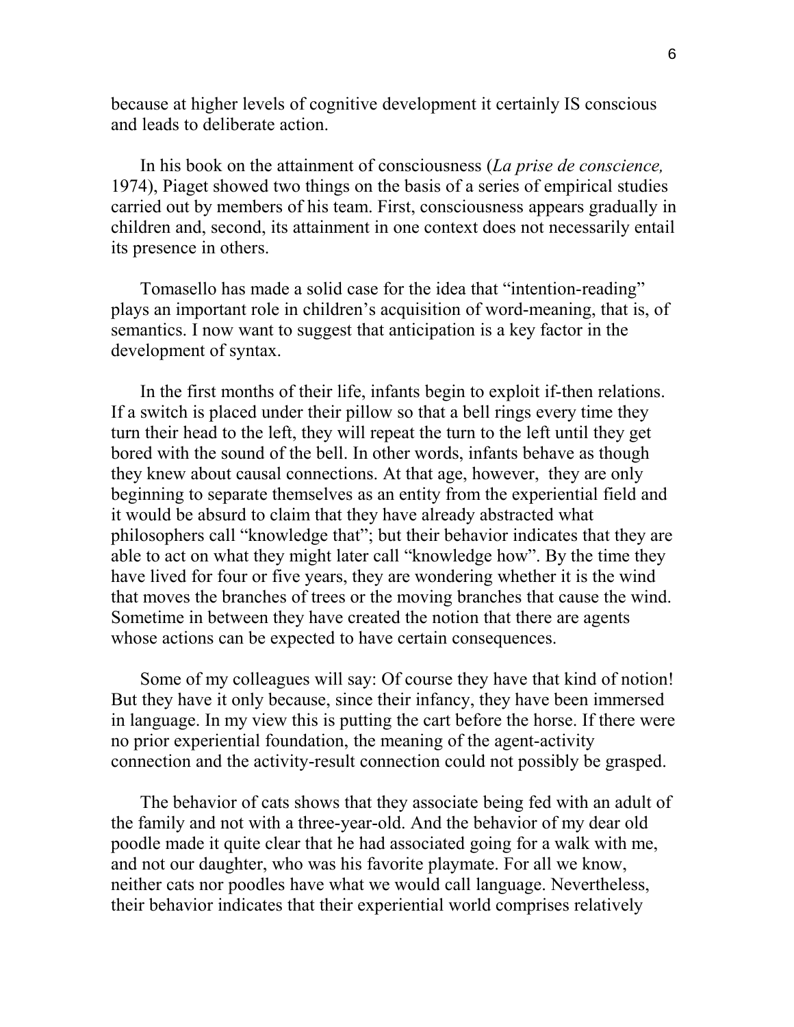because at higher levels of cognitive development it certainly IS conscious and leads to deliberate action.

In his book on the attainment of consciousness (*La prise de conscience,* 1974), Piaget showed two things on the basis of a series of empirical studies carried out by members of his team. First, consciousness appears gradually in children and, second, its attainment in one context does not necessarily entail its presence in others.

Tomasello has made a solid case for the idea that "intention-reading" plays an important role in children's acquisition of word-meaning, that is, of semantics. I now want to suggest that anticipation is a key factor in the development of syntax.

In the first months of their life, infants begin to exploit if-then relations. If a switch is placed under their pillow so that a bell rings every time they turn their head to the left, they will repeat the turn to the left until they get bored with the sound of the bell. In other words, infants behave as though they knew about causal connections. At that age, however, they are only beginning to separate themselves as an entity from the experiential field and it would be absurd to claim that they have already abstracted what philosophers call "knowledge that"; but their behavior indicates that they are able to act on what they might later call "knowledge how". By the time they have lived for four or five years, they are wondering whether it is the wind that moves the branches of trees or the moving branches that cause the wind. Sometime in between they have created the notion that there are agents whose actions can be expected to have certain consequences.

Some of my colleagues will say: Of course they have that kind of notion! But they have it only because, since their infancy, they have been immersed in language. In my view this is putting the cart before the horse. If there were no prior experiential foundation, the meaning of the agent-activity connection and the activity-result connection could not possibly be grasped.

The behavior of cats shows that they associate being fed with an adult of the family and not with a three-year-old. And the behavior of my dear old poodle made it quite clear that he had associated going for a walk with me, and not our daughter, who was his favorite playmate. For all we know, neither cats nor poodles have what we would call language. Nevertheless, their behavior indicates that their experiential world comprises relatively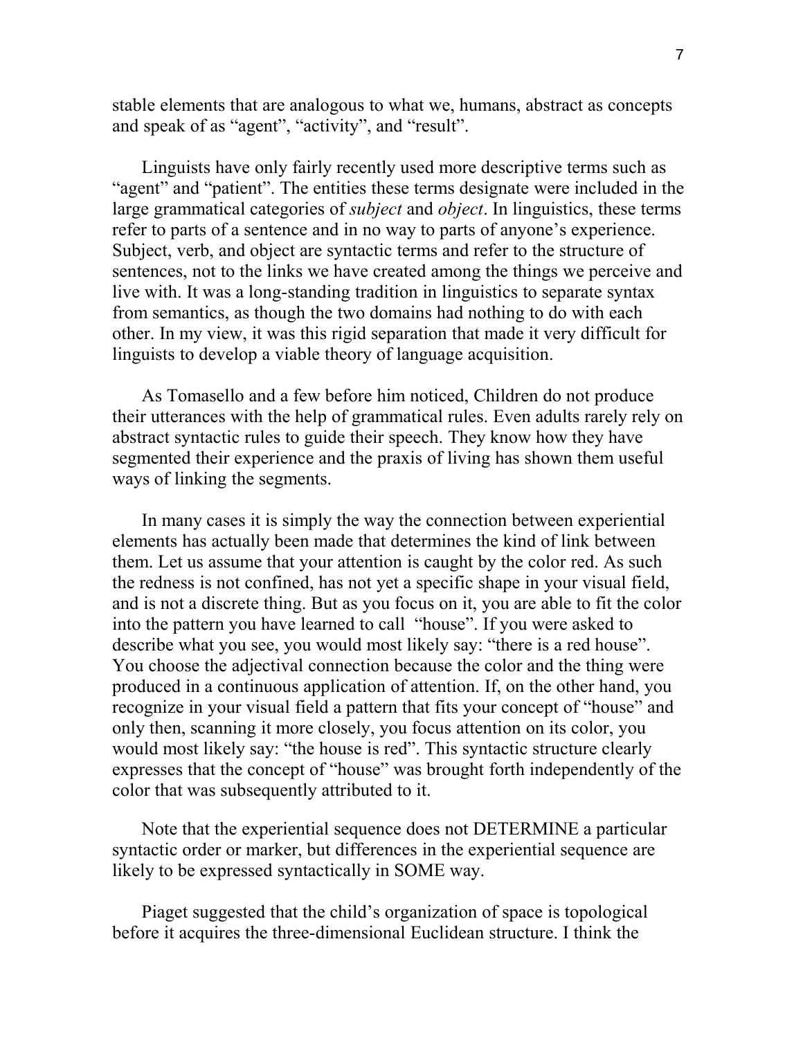stable elements that are analogous to what we, humans, abstract as concepts and speak of as "agent", "activity", and "result".

Linguists have only fairly recently used more descriptive terms such as "agent" and "patient". The entities these terms designate were included in the large grammatical categories of *subject* and *object*. In linguistics, these terms refer to parts of a sentence and in no way to parts of anyone's experience. Subject, verb, and object are syntactic terms and refer to the structure of sentences, not to the links we have created among the things we perceive and live with. It was a long-standing tradition in linguistics to separate syntax from semantics, as though the two domains had nothing to do with each other. In my view, it was this rigid separation that made it very difficult for linguists to develop a viable theory of language acquisition.

As Tomasello and a few before him noticed, Children do not produce their utterances with the help of grammatical rules. Even adults rarely rely on abstract syntactic rules to guide their speech. They know how they have segmented their experience and the praxis of living has shown them useful ways of linking the segments.

In many cases it is simply the way the connection between experiential elements has actually been made that determines the kind of link between them. Let us assume that your attention is caught by the color red. As such the redness is not confined, has not yet a specific shape in your visual field, and is not a discrete thing. But as you focus on it, you are able to fit the color into the pattern you have learned to call "house". If you were asked to describe what you see, you would most likely say: "there is a red house". You choose the adjectival connection because the color and the thing were produced in a continuous application of attention. If, on the other hand, you recognize in your visual field a pattern that fits your concept of "house" and only then, scanning it more closely, you focus attention on its color, you would most likely say: "the house is red". This syntactic structure clearly expresses that the concept of "house" was brought forth independently of the color that was subsequently attributed to it.

Note that the experiential sequence does not DETERMINE a particular syntactic order or marker, but differences in the experiential sequence are likely to be expressed syntactically in SOME way.

Piaget suggested that the child's organization of space is topological before it acquires the three-dimensional Euclidean structure. I think the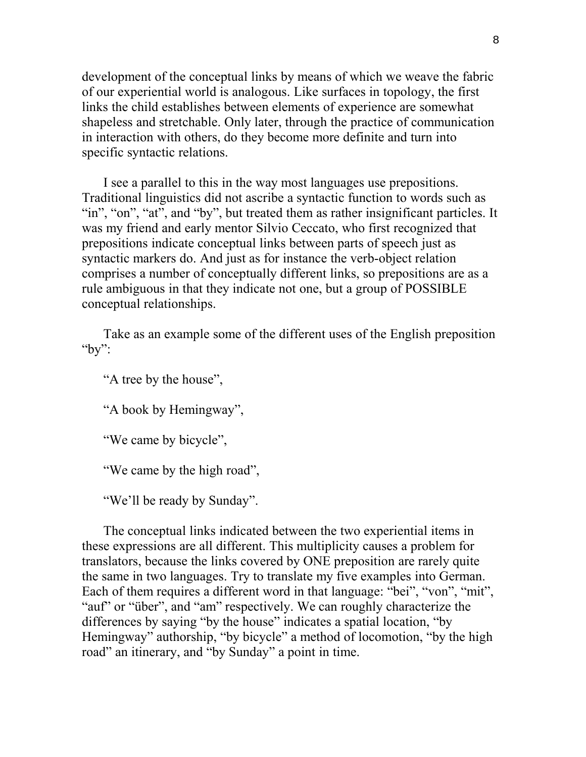development of the conceptual links by means of which we weave the fabric of our experiential world is analogous. Like surfaces in topology, the first links the child establishes between elements of experience are somewhat shapeless and stretchable. Only later, through the practice of communication in interaction with others, do they become more definite and turn into specific syntactic relations.

I see a parallel to this in the way most languages use prepositions. Traditional linguistics did not ascribe a syntactic function to words such as "in", "on", "at", and "by", but treated them as rather insignificant particles. It was my friend and early mentor Silvio Ceccato, who first recognized that prepositions indicate conceptual links between parts of speech just as syntactic markers do. And just as for instance the verb-object relation comprises a number of conceptually different links, so prepositions are as a rule ambiguous in that they indicate not one, but a group of POSSIBLE conceptual relationships.

Take as an example some of the different uses of the English preposition "by":

"A tree by the house",

"A book by Hemingway",

"We came by bicycle",

"We came by the high road",

"We'll be ready by Sunday".

The conceptual links indicated between the two experiential items in these expressions are all different. This multiplicity causes a problem for translators, because the links covered by ONE preposition are rarely quite the same in two languages. Try to translate my five examples into German. Each of them requires a different word in that language: "bei", "von", "mit", "auf" or "über", and "am" respectively. We can roughly characterize the differences by saying "by the house" indicates a spatial location, "by Hemingway" authorship, "by bicycle" a method of locomotion, "by the high road" an itinerary, and "by Sunday" a point in time.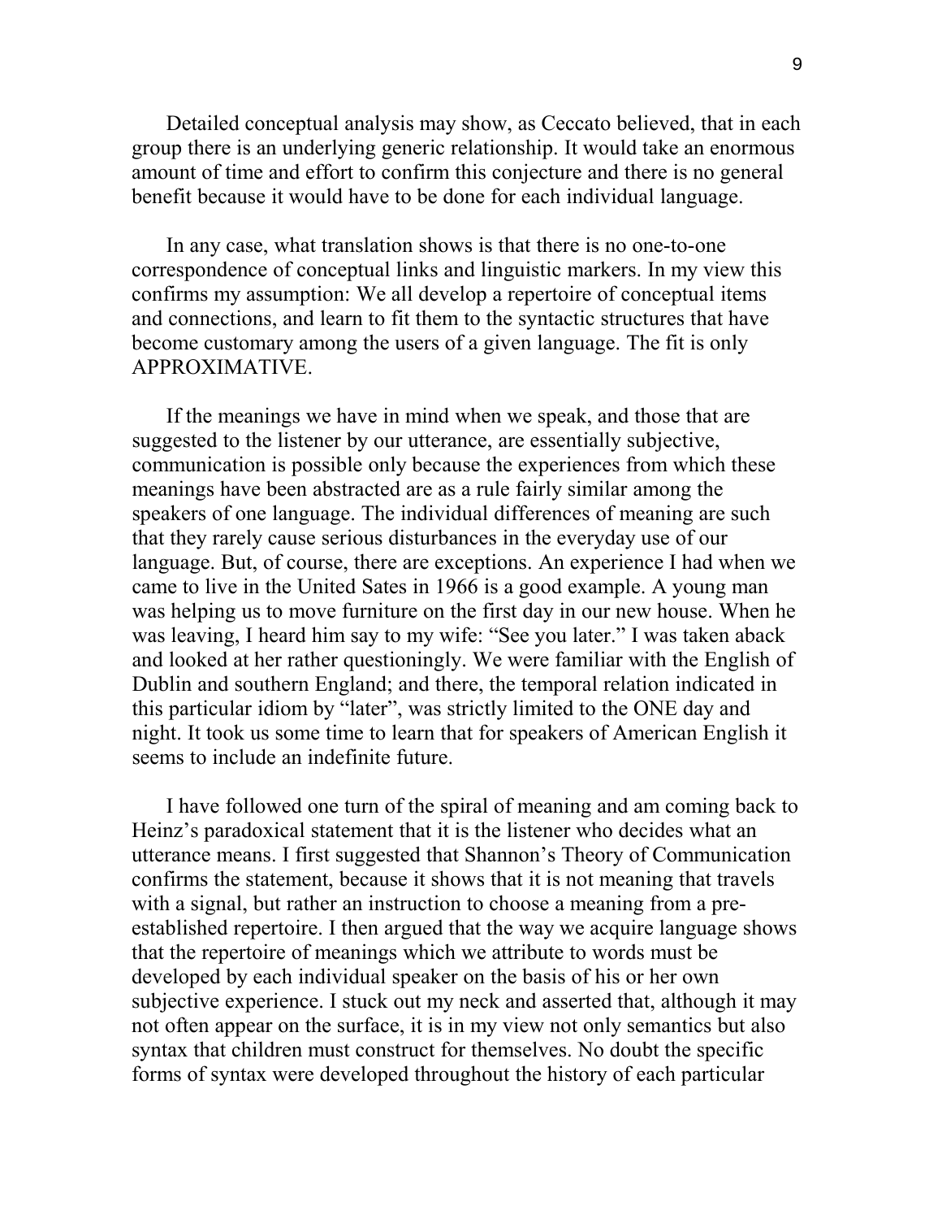Detailed conceptual analysis may show, as Ceccato believed, that in each group there is an underlying generic relationship. It would take an enormous amount of time and effort to confirm this conjecture and there is no general benefit because it would have to be done for each individual language.

In any case, what translation shows is that there is no one-to-one correspondence of conceptual links and linguistic markers. In my view this confirms my assumption: We all develop a repertoire of conceptual items and connections, and learn to fit them to the syntactic structures that have become customary among the users of a given language. The fit is only APPROXIMATIVE.

If the meanings we have in mind when we speak, and those that are suggested to the listener by our utterance, are essentially subjective, communication is possible only because the experiences from which these meanings have been abstracted are as a rule fairly similar among the speakers of one language. The individual differences of meaning are such that they rarely cause serious disturbances in the everyday use of our language. But, of course, there are exceptions. An experience I had when we came to live in the United Sates in 1966 is a good example. A young man was helping us to move furniture on the first day in our new house. When he was leaving, I heard him say to my wife: “See you later.” I was taken aback and looked at her rather questioningly. We were familiar with the English of Dublin and southern England; and there, the temporal relation indicated in this particular idiom by “later”, was strictly limited to the ONE day and night. It took us some time to learn that for speakers of American English it seems to include an indefinite future.

I have followed one turn of the spiral of meaning and am coming back to Heinz’s paradoxical statement that it is the listener who decides what an utterance means. I first suggested that Shannon’s Theory of Communication confirms the statement, because it shows that it is not meaning that travels with a signal, but rather an instruction to choose a meaning from a pre-established repertoire. I then argued that the way we acquire language shows that the repertoire of meanings which we attribute to words must be developed by each individual speaker on the basis of his or her own subjective experience. I stuck out my neck and asserted that, although it may not often appear on the surface, it is in my view not only semantics but also syntax that children must construct for themselves. No doubt the specific forms of syntax were developed throughout the history of each particular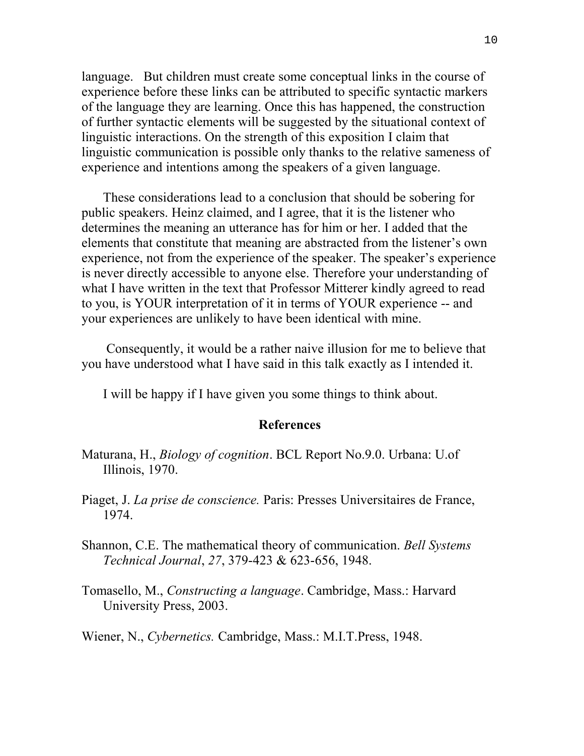language. But children must create some conceptual links in the course of experience before these links can be attributed to specific syntactic markers of the language they are learning. Once this has happened, the construction of further syntactic elements will be suggested by the situational context of linguistic interactions. On the strength of this exposition I claim that linguistic communication is possible only thanks to the relative sameness of experience and intentions among the speakers of a given language.

These considerations lead to a conclusion that should be sobering for public speakers. Heinz claimed, and I agree, that it is the listener who determines the meaning an utterance has for him or her. I added that the elements that constitute that meaning are abstracted from the listener's own experience, not from the experience of the speaker. The speaker's experience is never directly accessible to anyone else. Therefore your understanding of what I have written in the text that Professor Mitterer kindly agreed to read to you, is YOUR interpretation of it in terms of YOUR experience -- and your experiences are unlikely to have been identical with mine.

Consequently, it would be a rather naive illusion for me to believe that you have understood what I have said in this talk exactly as I intended it.

I will be happy if I have given you some things to think about.

## References

Maturana, H., *Biology of cognition*. BCL Report No.9.0. Urbana: U.of Illinois, 1970.

Piaget, J. *La prise de conscience.* Paris: Presses Universitaires de France, 1974.

Shannon, C.E. The mathematical theory of communication. *Bell Systems Technical Journal*, *27*, 379-423 & 623-656, 1948.

Tomasello, M., *Constructing a language*. Cambridge, Mass.: Harvard University Press, 2003.

Wiener, N., *Cybernetics.* Cambridge, Mass.: M.I.T.Press, 1948.